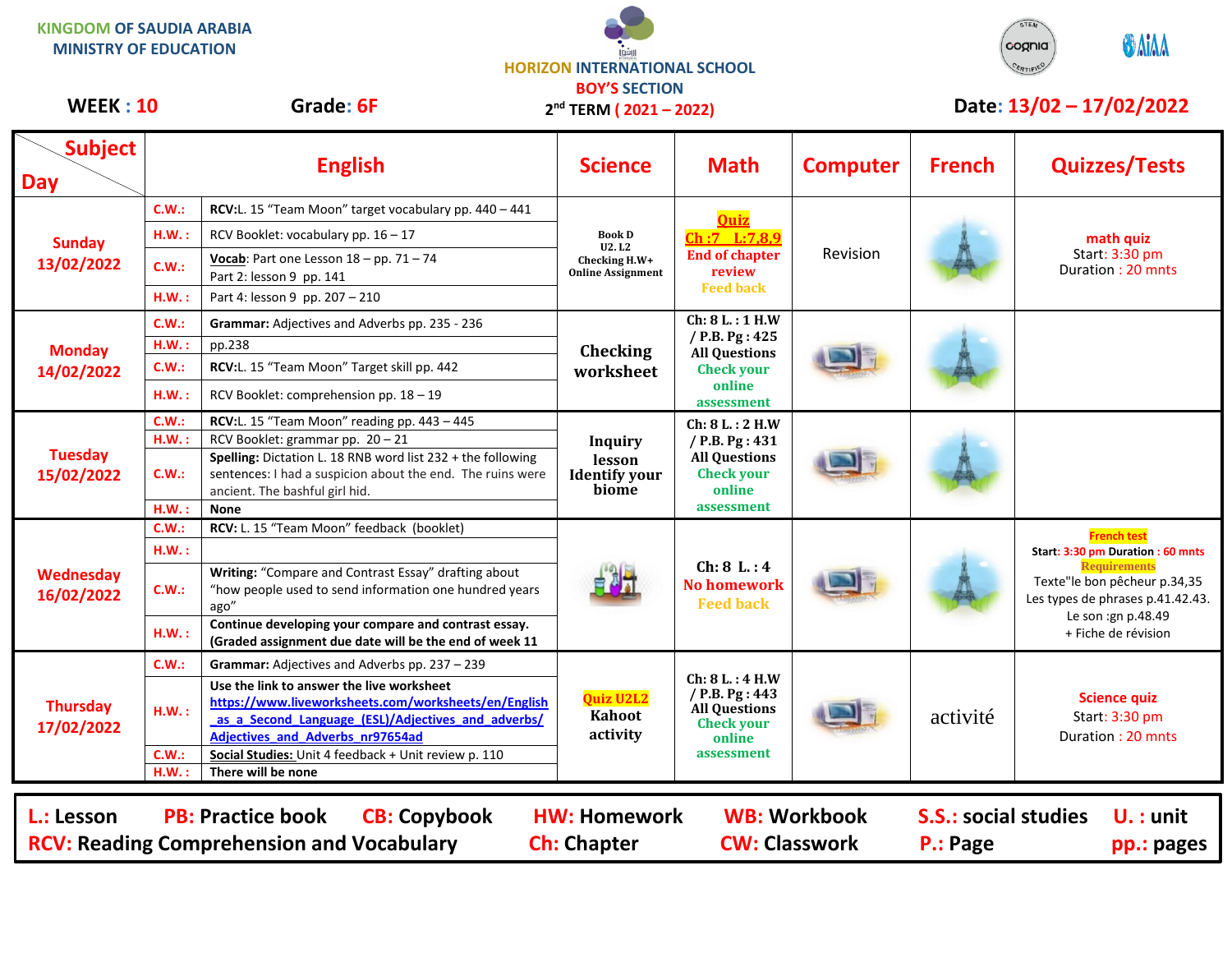KINGDOM OF SAUDIA ARABIA
MINISTRY OF EDUCATION

HORIZON INTERNATIONAL SCHOOL
BOY'S SECTION
2nd TERM ( 2021 – 2022)

**WEEK : 10** **Grade: 6F** **Date: 13/02 – 17/02/2022**

| Subject / Day | | English | Science | Math | Computer | French | Quizzes/Tests |
|---|---|---|---|---|---|---|---|
| Sunday 13/02/2022 | C.W.: | RCV:L. 15 "Team Moon" target vocabulary pp. 440 – 441 | Book D U2. L2 Checking H.W+ Online Assignment | Quiz Ch :7 L:7,8,9 End of chapter review Feed back | Revision | | math quiz Start: 3:30 pm Duration : 20 mnts |
| | H.W. : | RCV Booklet: vocabulary pp. 16 – 17 | | | | | |
| | C.W.: | Vocab: Part one Lesson 18 – pp. 71 – 74 Part 2: lesson 9 pp. 141 | | | | | |
| | H.W. : | Part 4: lesson 9 pp. 207 – 210 | | | | | |
| Monday 14/02/2022 | C.W.: | Grammar: Adjectives and Adverbs pp. 235 - 236 | Checking worksheet | Ch: 8 L. : 1 H.W / P.B. Pg : 425 All Questions Check your online assessment | | | |
| | H.W. : | pp.238 | | | | | |
| | C.W.: | RCV:L. 15 "Team Moon" Target skill pp. 442 | | | | | |
| | H.W. : | RCV Booklet: comprehension pp. 18 – 19 | | | | | |
| Tuesday 15/02/2022 | C.W.: | RCV:L. 15 "Team Moon" reading pp. 443 – 445 | Inquiry lesson Identify your biome | Ch: 8 L. : 2 H.W / P.B. Pg : 431 All Questions Check your online assessment | | | |
| | H.W. : | RCV Booklet: grammar pp. 20 – 21 | | | | | |
| | C.W.: | Spelling: Dictation L. 18 RNB word list 232 + the following sentences: I had a suspicion about the end. The ruins were ancient. The bashful girl hid. | | | | | |
| | H.W. : | None | | | | | |
| Wednesday 16/02/2022 | C.W.: | RCV: L. 15 "Team Moon" feedback (booklet) | | Ch: 8 L. : 4 No homework Feed back | | | French test Start: 3:30 pm Duration : 60 mnts Requirements Texte"le bon pêcheur p.34,35 Les types de phrases p.41.42.43. Le son :gn p.48.49 + Fiche de révision |
| | H.W. : | | | | | | |
| | C.W.: | Writing: "Compare and Contrast Essay" drafting about "how people used to send information one hundred years ago" | | | | | |
| | H.W. : | Continue developing your compare and contrast essay. (Graded assignment due date will be the end of week 11 | | | | | |
| Thursday 17/02/2022 | C.W.: | Grammar: Adjectives and Adverbs pp. 237 – 239 | Quiz U2L2 Kahoot activity | Ch: 8 L. : 4 H.W / P.B. Pg : 443 All Questions Check your online assessment | | activité | Science quiz Start: 3:30 pm Duration : 20 mnts |
| | H.W. : | Use the link to answer the live worksheet https://www.liveworksheets.com/worksheets/en/English_as_a_Second_Language_(ESL)/Adjectives_and_adverbs/Adjectives_and_Adverbs_nr97654ad | | | | | |
| | C.W.: | Social Studies: Unit 4 feedback + Unit review p. 110 | | | | | |
| | H.W. : | There will be none | | | | | |

**L.:** Lesson **PB:** Practice book **CB:** Copybook **HW:** Homework **WB:** Workbook **S.S.:** social studies **U. :** unit
**RCV:** Reading Comprehension and Vocabulary **Ch:** Chapter **CW:** Classwork **P.:** Page **pp.:** pages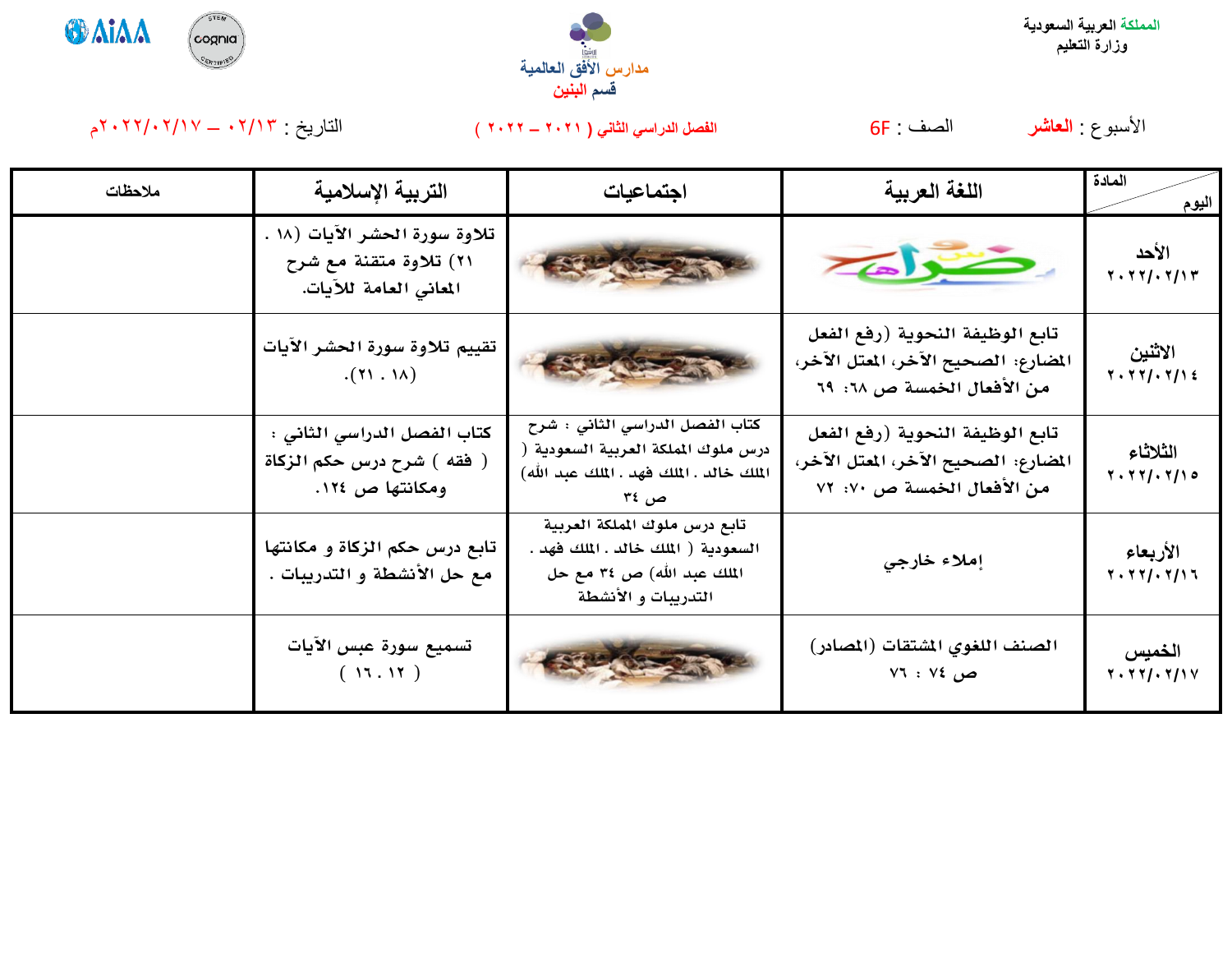المملكة العربية السعودية
وزارة التعليم

مدارس الأفق العالمية
قسم البنين

الأسبوع : العاشر　　الصف : 6F　　الفصل الدراسي الثاني ( ٢٠٢١ – ٢٠٢٢ )　　التاريخ : ٠٢/١٣ – ٢٠٢٢/٠٢/١٧م

| المادة / اليوم | اللغة العربية | اجتماعيات | التربية الإسلامية | ملاحظات |
|---|---|---|---|---|
| الأحد ٢٠٢٢/٠٢/١٣ | | | تلاوة سورة الحشر الآيات (١٨ . ٢١) تلاوة متقنة مع شرح المعاني العامة للآيات. | |
| الاثنين ٢٠٢٢/٠٢/١٤ | تابع الوظيفة النحوية (رفع الفعل المضارع، الصحيح الآخر، المعتل الآخر، من الأفعال الخمسة ص ٦٨: ٦٩ | | تقييم تلاوة سورة الحشر الآيات (١٨ . ٢١). | |
| الثلاثاء ٢٠٢٢/٠٢/١٥ | تابع الوظيفة النحوية (رفع الفعل المضارع، الصحيح الآخر، المعتل الآخر، من الأفعال الخمسة ص ٧٠: ٧٢ | كتاب الفصل الدراسي الثاني : شرح درس ملوك المملكة العربية السعودية ( الملك خالد . الملك فهد . الملك عبد الله) ص ٣٤ | كتاب الفصل الدراسي الثاني : ( فقه ) شرح درس حكم الزكاة ومكانتها ص ١٢٤. | |
| الأربعاء ٢٠٢٢/٠٢/١٦ | إملاء خارجي | تابع درس ملوك المملكة العربية السعودية ( الملك خالد . الملك فهد . الملك عبد الله) ص ٣٤ مع حل التدريبات و الأنشطة | تابع درس حكم الزكاة و مكانتها مع حل الأنشطة و التدريبات . | |
| الخميس ٢٠٢٢/٠٢/١٧ | الصنف اللغوي المشتقات (المصادر) ص ٧٤ : ٧٦ | | تسميع سورة عبس الآيات ( ١٢ . ١٦ ) | |